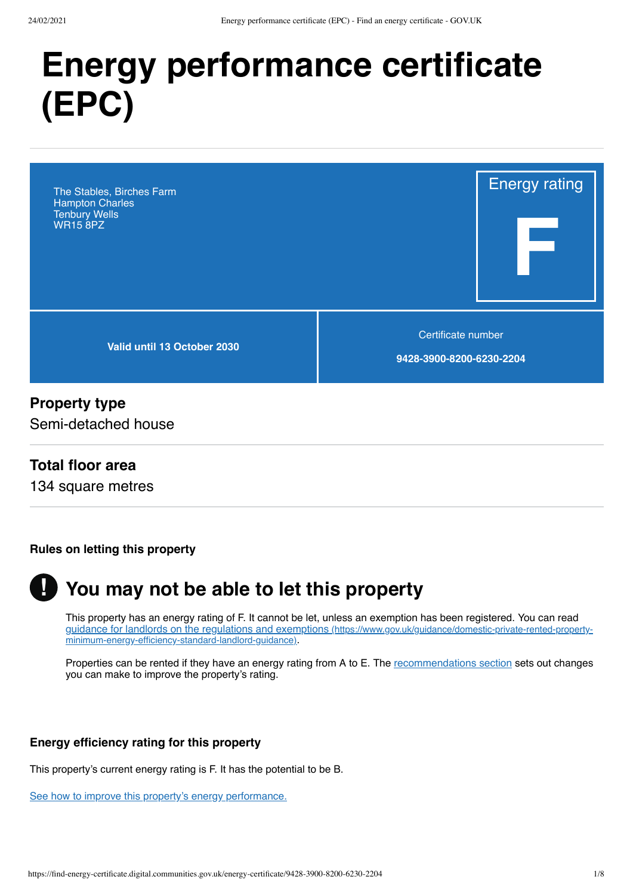# Energy performance certificate (EPC)

The Stables, Birches Farm
Hampton Charles
Tenbury Wells
WR15 8PZ

Energy rating

**F**

**Valid until 13 October 2030**

Certificate number

**9428-3900-8200-6230-2204**

## Property type

Semi-detached house

## Total floor area

134 square metres

### Rules on letting this property

## You may not be able to let this property

This property has an energy rating of F. It cannot be let, unless an exemption has been registered. You can read [guidance for landlords on the regulations and exemptions (https://www.gov.uk/guidance/domestic-private-rented-property-minimum-energy-efficiency-standard-landlord-guidance)](https://www.gov.uk/guidance/domestic-private-rented-property-minimum-energy-efficiency-standard-landlord-guidance).

Properties can be rented if they have an energy rating from A to E. The [recommendations section]() sets out changes you can make to improve the property's rating.

### Energy efficiency rating for this property

This property's current energy rating is F. It has the potential to be B.

[See how to improve this property's energy performance.]()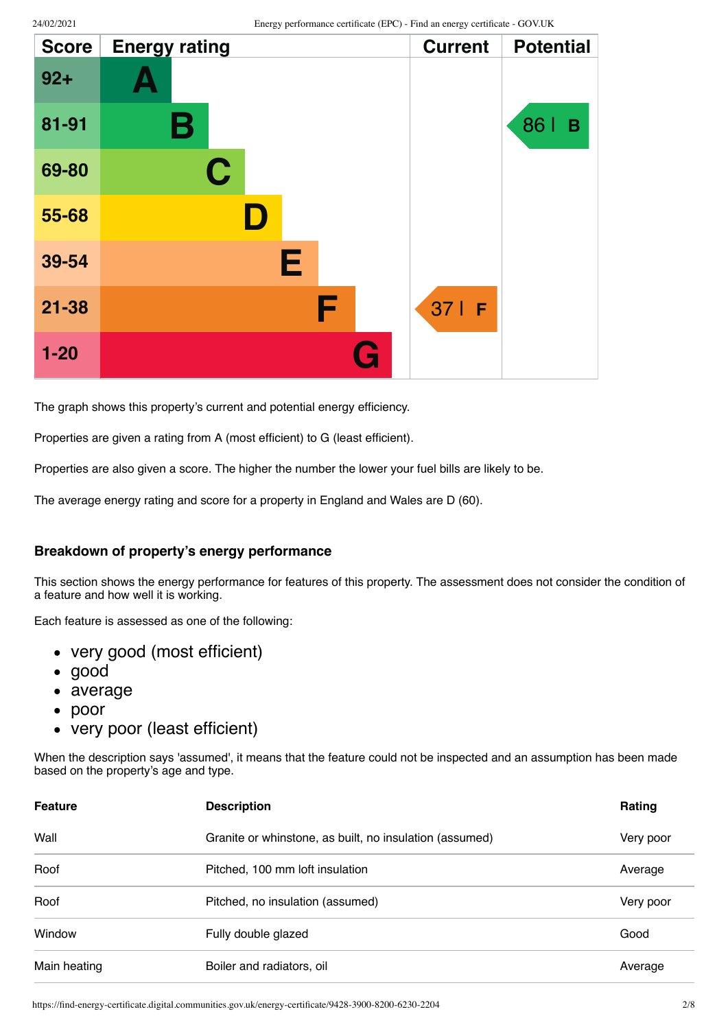| Score | Energy rating | Current | Potential |
|---|---|---|---|
| 92+ | A | | |
| 81-91 | B | | 86 B |
| 69-80 | C | | |
| 55-68 | D | | |
| 39-54 | E | | |
| 21-38 | F | 37 F | |
| 1-20 | G | | |

The graph shows this property's current and potential energy efficiency.

Properties are given a rating from A (most efficient) to G (least efficient).

Properties are also given a score. The higher the number the lower your fuel bills are likely to be.

The average energy rating and score for a property in England and Wales are D (60).

### Breakdown of property's energy performance

This section shows the energy performance for features of this property. The assessment does not consider the condition of a feature and how well it is working.

Each feature is assessed as one of the following:

- very good (most efficient)
- good
- average
- poor
- very poor (least efficient)

When the description says 'assumed', it means that the feature could not be inspected and an assumption has been made based on the property's age and type.

| Feature | Description | Rating |
|---|---|---|
| Wall | Granite or whinstone, as built, no insulation (assumed) | Very poor |
| Roof | Pitched, 100 mm loft insulation | Average |
| Roof | Pitched, no insulation (assumed) | Very poor |
| Window | Fully double glazed | Good |
| Main heating | Boiler and radiators, oil | Average |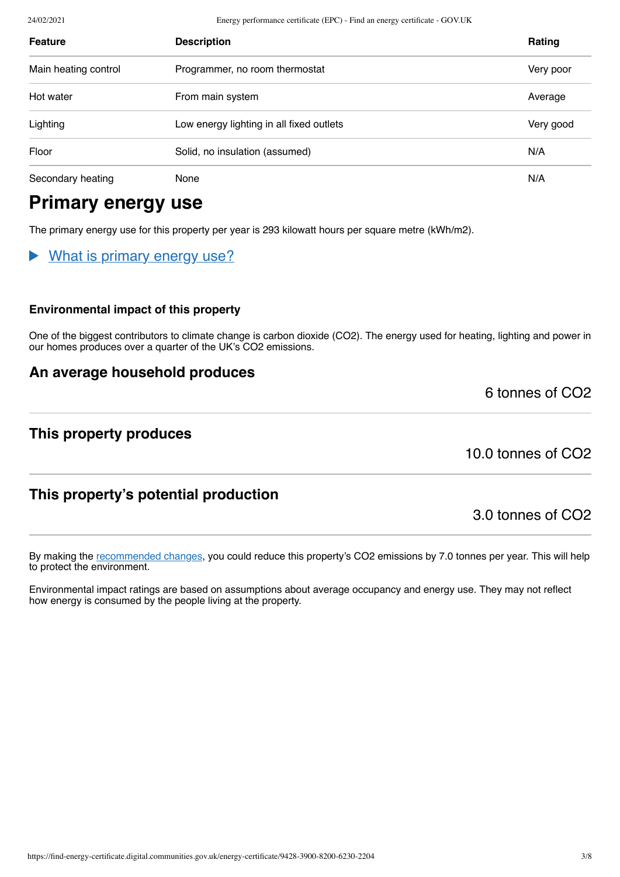| Feature | Description | Rating |
|---|---|---|
| Main heating control | Programmer, no room thermostat | Very poor |
| Hot water | From main system | Average |
| Lighting | Low energy lighting in all fixed outlets | Very good |
| Floor | Solid, no insulation (assumed) | N/A |
| Secondary heating | None | N/A |

## Primary energy use

The primary energy use for this property per year is 293 kilowatt hours per square metre (kWh/m2).

▶ What is primary energy use?

### Environmental impact of this property

One of the biggest contributors to climate change is carbon dioxide ($CO_2$). The energy used for heating, lighting and power in our homes produces over a quarter of the UK's $CO_2$ emissions.

### An average household produces

6 tonnes of $CO_2$

### This property produces

10.0 tonnes of $CO_2$

### This property's potential production

3.0 tonnes of $CO_2$

By making the recommended changes, you could reduce this property's $CO_2$ emissions by 7.0 tonnes per year. This will help to protect the environment.

Environmental impact ratings are based on assumptions about average occupancy and energy use. They may not reflect how energy is consumed by the people living at the property.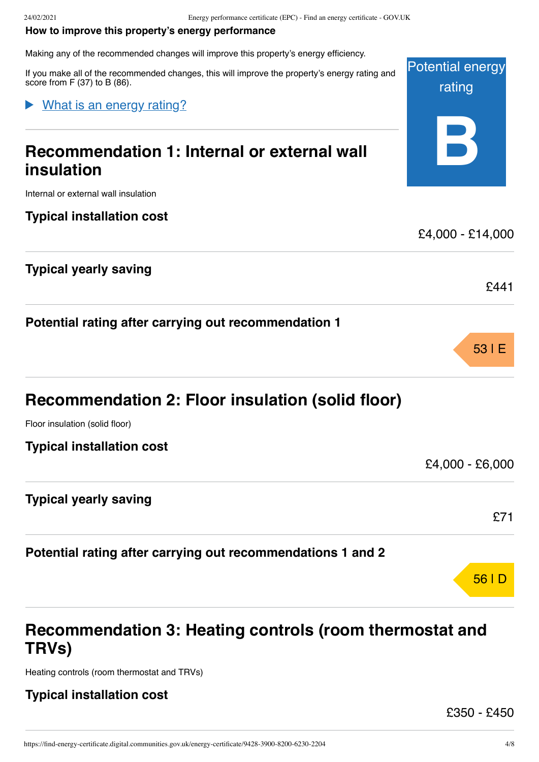**How to improve this property's energy performance**

Making any of the recommended changes will improve this property's energy efficiency.

If you make all of the recommended changes, this will improve the property's energy rating and score from F (37) to B (86).

Potential energy rating

**B**

▶ What is an energy rating?

## Recommendation 1: Internal or external wall insulation

Internal or external wall insulation

### Typical installation cost

£4,000 - £14,000

### Typical yearly saving

£441

### Potential rating after carrying out recommendation 1

53 | E

## Recommendation 2: Floor insulation (solid floor)

Floor insulation (solid floor)

### Typical installation cost

£4,000 - £6,000

### Typical yearly saving

£71

### Potential rating after carrying out recommendations 1 and 2

56 | D

## Recommendation 3: Heating controls (room thermostat and TRVs)

Heating controls (room thermostat and TRVs)

### Typical installation cost

£350 - £450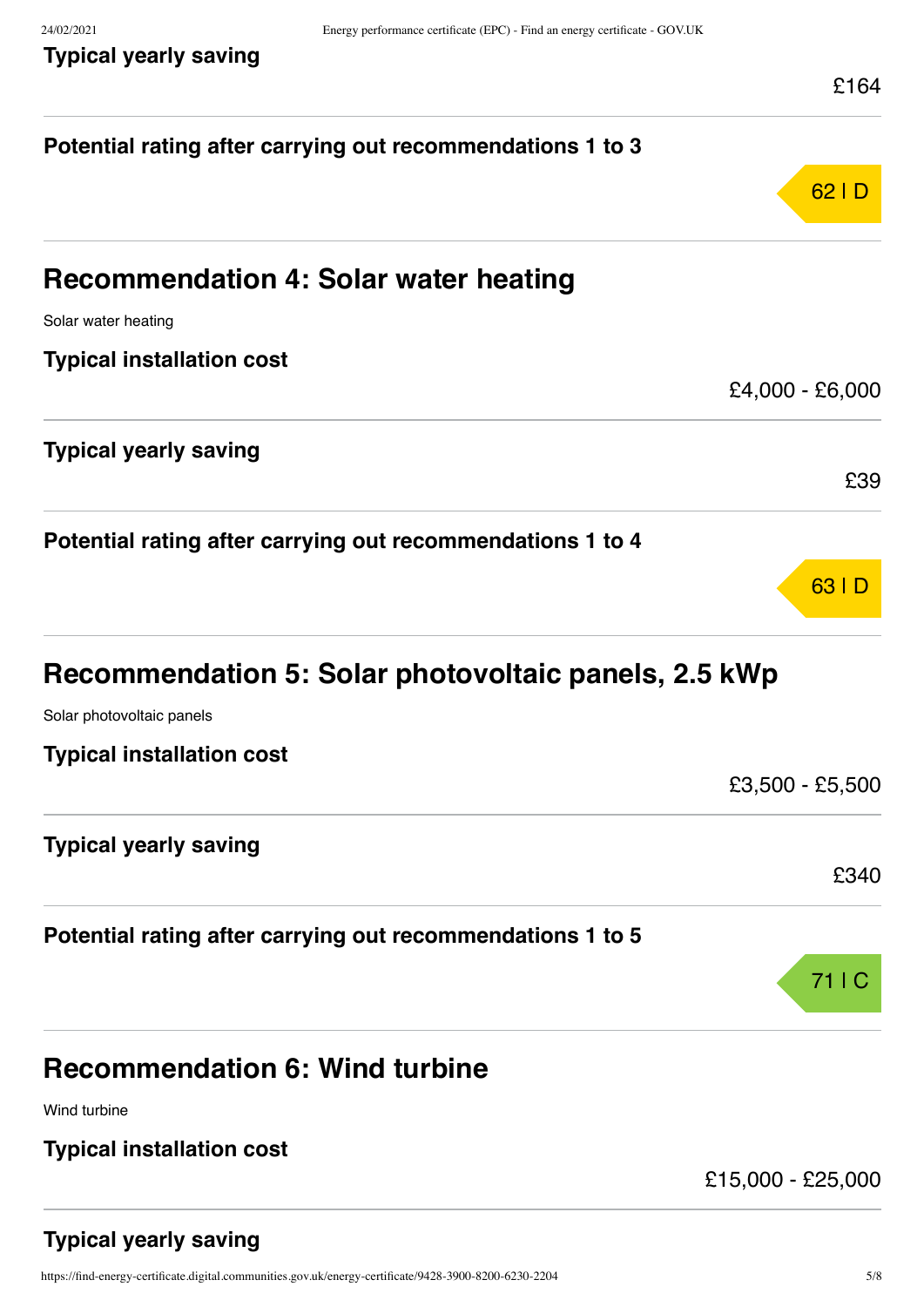### Typical yearly saving

£164

### Potential rating after carrying out recommendations 1 to 3

62 | D

## Recommendation 4: Solar water heating

Solar water heating

### Typical installation cost

£4,000 - £6,000

### Typical yearly saving

£39

### Potential rating after carrying out recommendations 1 to 4

63 | D

## Recommendation 5: Solar photovoltaic panels, 2.5 kWp

Solar photovoltaic panels

### Typical installation cost

£3,500 - £5,500

### Typical yearly saving

£340

### Potential rating after carrying out recommendations 1 to 5

71 | C

## Recommendation 6: Wind turbine

Wind turbine

### Typical installation cost

£15,000 - £25,000

### Typical yearly saving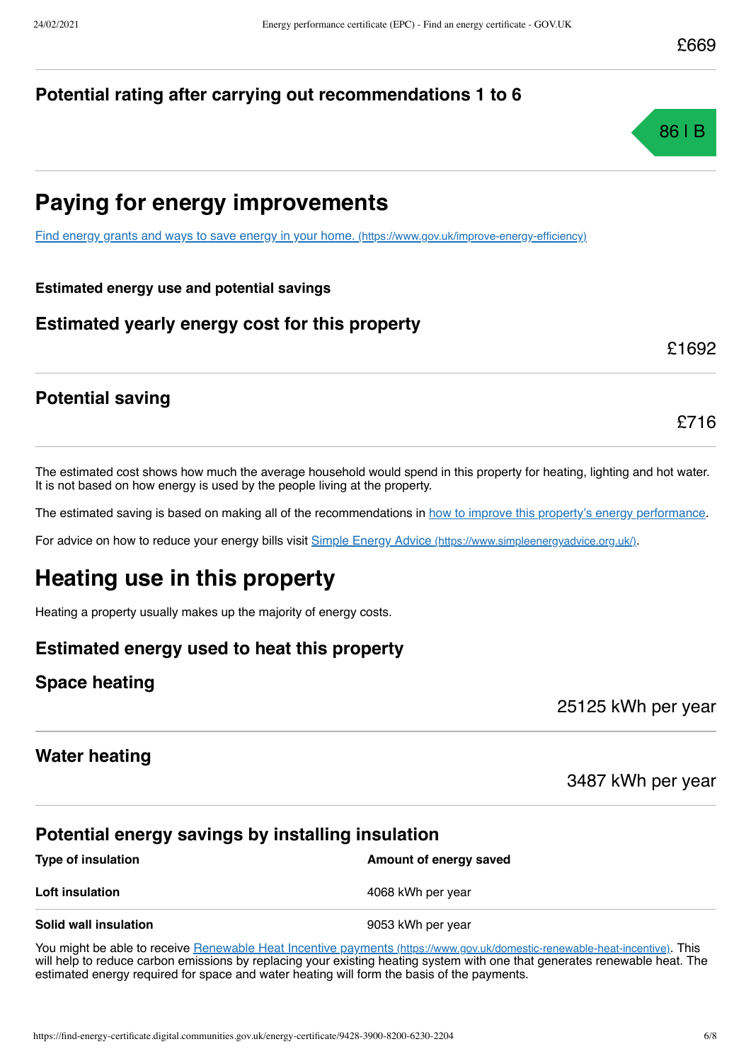£669

## Potential rating after carrying out recommendations 1 to 6

86 | B

# Paying for energy improvements

[Find energy grants and ways to save energy in your home. (https://www.gov.uk/improve-energy-efficiency)](https://www.gov.uk/improve-energy-efficiency)

**Estimated energy use and potential savings**

## Estimated yearly energy cost for this property

£1692

## Potential saving

£716

The estimated cost shows how much the average household would spend in this property for heating, lighting and hot water. It is not based on how energy is used by the people living at the property.

The estimated saving is based on making all of the recommendations in how to improve this property's energy performance.

For advice on how to reduce your energy bills visit [Simple Energy Advice (https://www.simpleenergyadvice.org.uk/)](https://www.simpleenergyadvice.org.uk/).

# Heating use in this property

Heating a property usually makes up the majority of energy costs.

## Estimated energy used to heat this property

## Space heating

25125 kWh per year

## Water heating

3487 kWh per year

## Potential energy savings by installing insulation

| Type of insulation | Amount of energy saved |
|---|---|
| **Loft insulation** | 4068 kWh per year |
| **Solid wall insulation** | 9053 kWh per year |

You might be able to receive [Renewable Heat Incentive payments (https://www.gov.uk/domestic-renewable-heat-incentive)](https://www.gov.uk/domestic-renewable-heat-incentive). This will help to reduce carbon emissions by replacing your existing heating system with one that generates renewable heat. The estimated energy required for space and water heating will form the basis of the payments.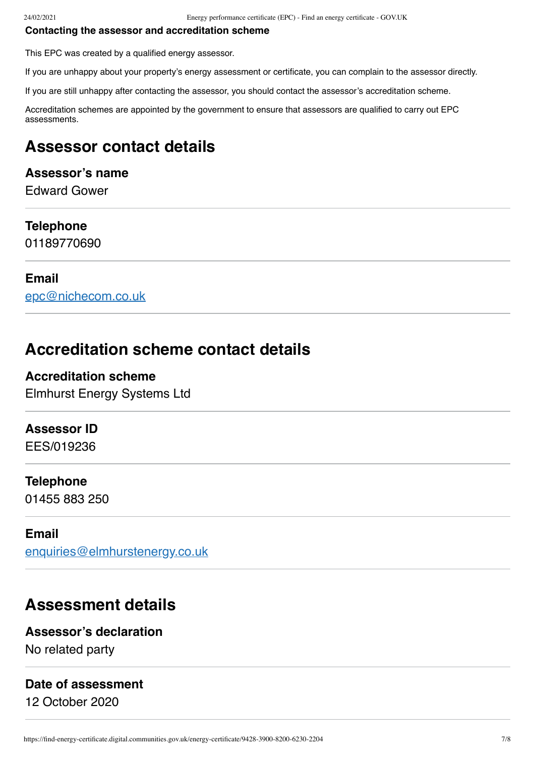**Contacting the assessor and accreditation scheme**

This EPC was created by a qualified energy assessor.

If you are unhappy about your property's energy assessment or certificate, you can complain to the assessor directly.

If you are still unhappy after contacting the assessor, you should contact the assessor's accreditation scheme.

Accreditation schemes are appointed by the government to ensure that assessors are qualified to carry out EPC assessments.

## Assessor contact details

### Assessor's name

Edward Gower

### Telephone

01189770690

### Email

epc@nichecom.co.uk

## Accreditation scheme contact details

### Accreditation scheme

Elmhurst Energy Systems Ltd

### Assessor ID

EES/019236

### Telephone

01455 883 250

### Email

enquiries@elmhurstenergy.co.uk

## Assessment details

### Assessor's declaration

No related party

### Date of assessment

12 October 2020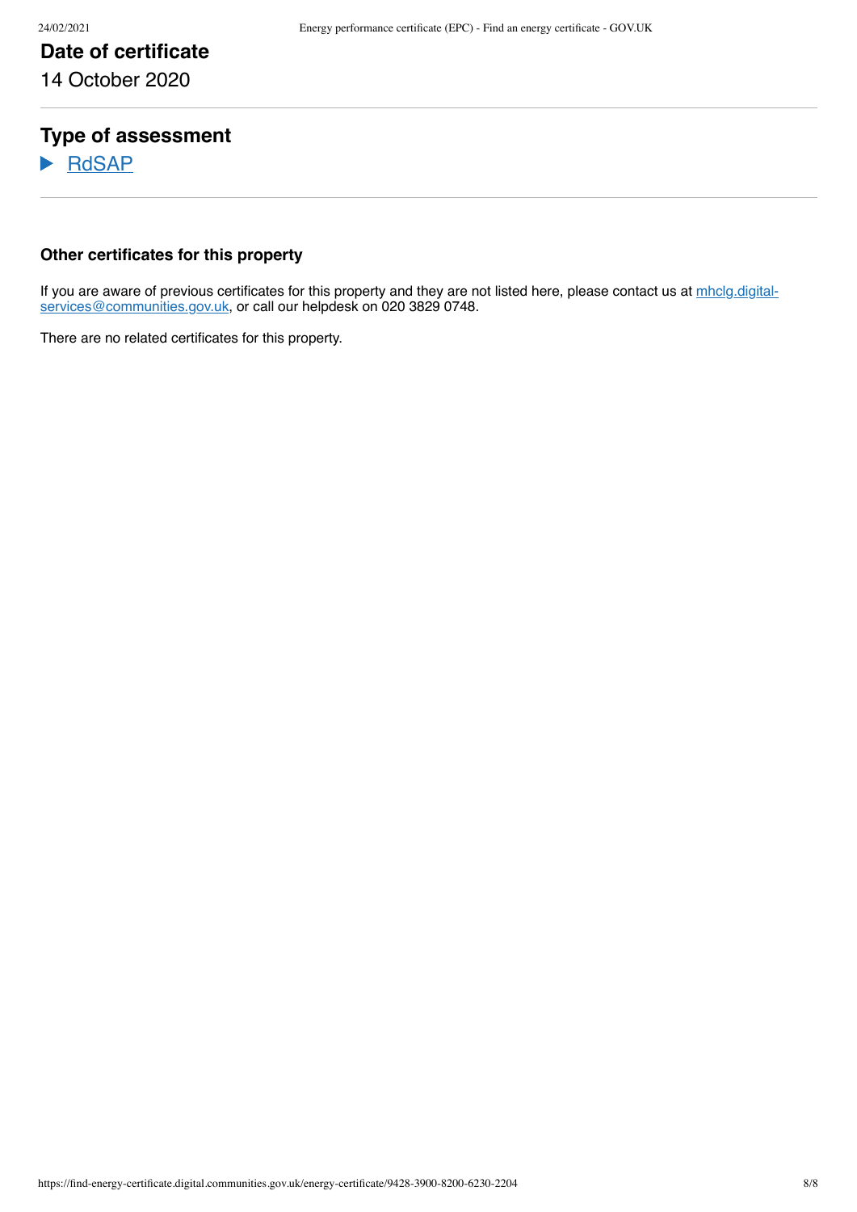## Date of certificate

14 October 2020

## Type of assessment

▶ RdSAP

### Other certificates for this property

If you are aware of previous certificates for this property and they are not listed here, please contact us at mhclg.digital-services@communities.gov.uk, or call our helpdesk on 020 3829 0748.

There are no related certificates for this property.